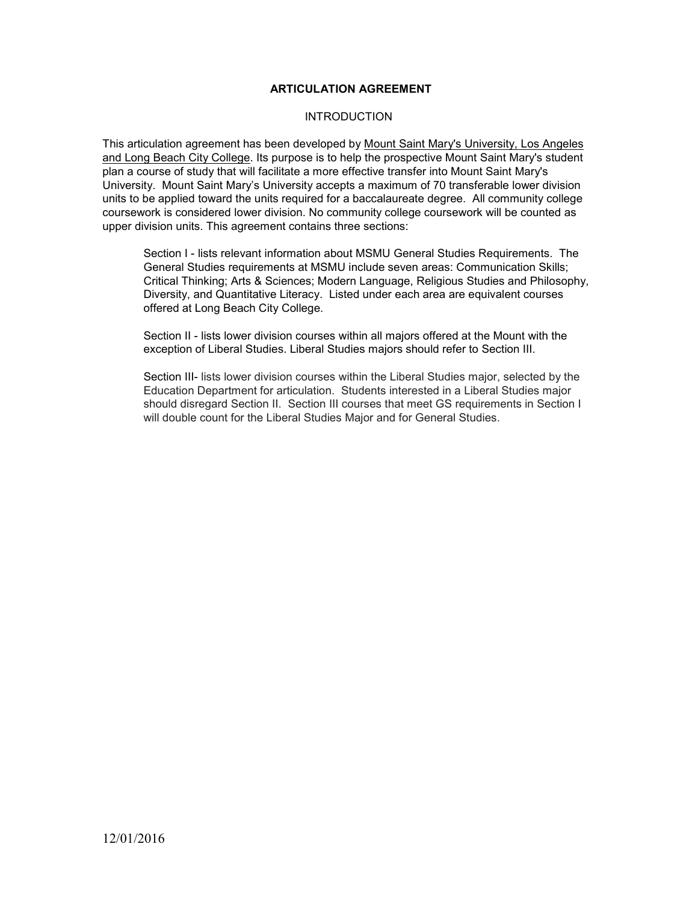# ARTICULATION AGREEMENT

## INTRODUCTION

This articulation agreement has been developed by Mount Saint Mary's University, Los Angeles and Long Beach City College. Its purpose is to help the prospective Mount Saint Mary's student plan a course of study that will facilitate a more effective transfer into Mount Saint Mary's University. Mount Saint Mary's University accepts a maximum of 70 transferable lower division units to be applied toward the units required for a baccalaureate degree. All community college coursework is considered lower division. No community college coursework will be counted as upper division units. This agreement contains three sections:

Section I - lists relevant information about MSMU General Studies Requirements. The General Studies requirements at MSMU include seven areas: Communication Skills; Critical Thinking; Arts & Sciences; Modern Language, Religious Studies and Philosophy, Diversity, and Quantitative Literacy. Listed under each area are equivalent courses offered at Long Beach City College.

Section II - lists lower division courses within all majors offered at the Mount with the exception of Liberal Studies. Liberal Studies majors should refer to Section III.

Section III- lists lower division courses within the Liberal Studies major, selected by the Education Department for articulation. Students interested in a Liberal Studies major should disregard Section II. Section III courses that meet GS requirements in Section I will double count for the Liberal Studies Major and for General Studies.

12/01/2016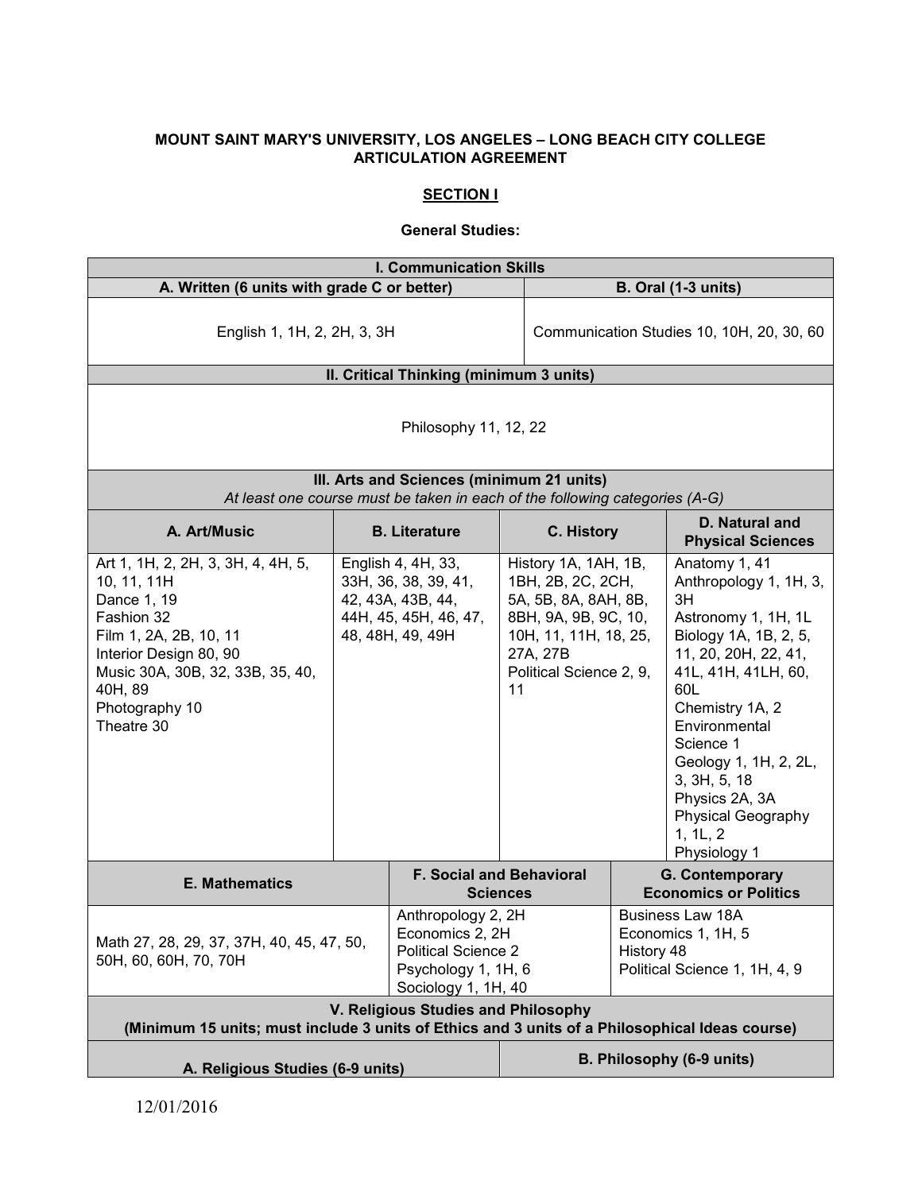**MOUNT SAINT MARY'S UNIVERSITY, LOS ANGELES – LONG BEACH CITY COLLEGE ARTICULATION AGREEMENT**

**SECTION I**

**General Studies:**

| I. Communication Skills | |
|---|---|
| **A. Written (6 units with grade C or better)** | **B. Oral (1-3 units)** |
| English 1, 1H, 2, 2H, 3, 3H | Communication Studies 10, 10H, 20, 30, 60 |

| II. Critical Thinking (minimum 3 units) |
|---|
| Philosophy 11, 12, 22 |

| III. Arts and Sciences (minimum 21 units) *At least one course must be taken in each of the following categories (A-G)* | | | |
|---|---|---|---|
| **A. Art/Music** | **B. Literature** | **C. History** | **D. Natural and Physical Sciences** |
| Art 1, 1H, 2, 2H, 3, 3H, 4, 4H, 5, 10, 11, 11H<br>Dance 1, 19<br>Fashion 32<br>Film 1, 2A, 2B, 10, 11<br>Interior Design 80, 90<br>Music 30A, 30B, 32, 33B, 35, 40, 40H, 89<br>Photography 10<br>Theatre 30 | English 4, 4H, 33, 33H, 36, 38, 39, 41, 42, 43A, 43B, 44, 44H, 45, 45H, 46, 47, 48, 48H, 49, 49H | History 1A, 1AH, 1B, 1BH, 2B, 2C, 2CH, 5A, 5B, 8A, 8AH, 8B, 8BH, 9A, 9B, 9C, 10, 10H, 11, 11H, 18, 25, 27A, 27B<br>Political Science 2, 9, 11 | Anatomy 1, 41<br>Anthropology 1, 1H, 3, 3H<br>Astronomy 1, 1H, 1L<br>Biology 1A, 1B, 2, 5, 11, 20, 20H, 22, 41, 41L, 41H, 41LH, 60, 60L<br>Chemistry 1A, 2<br>Environmental Science 1<br>Geology 1, 1H, 2, 2L, 3, 3H, 5, 18<br>Physics 2A, 3A<br>Physical Geography 1, 1L, 2<br>Physiology 1 |

| **E. Mathematics** | **F. Social and Behavioral Sciences** | **G. Contemporary Economics or Politics** |
|---|---|---|
| Math 27, 28, 29, 37, 37H, 40, 45, 47, 50, 50H, 60, 60H, 70, 70H | Anthropology 2, 2H<br>Economics 2, 2H<br>Political Science 2<br>Psychology 1, 1H, 6<br>Sociology 1, 1H, 40 | Business Law 18A<br>Economics 1, 1H, 5<br>History 48<br>Political Science 1, 1H, 4, 9 |

| V. Religious Studies and Philosophy (Minimum 15 units; must include 3 units of Ethics and 3 units of a Philosophical Ideas course) | |
|---|---|
| **A. Religious Studies (6-9 units)** | **B. Philosophy (6-9 units)** |

12/01/2016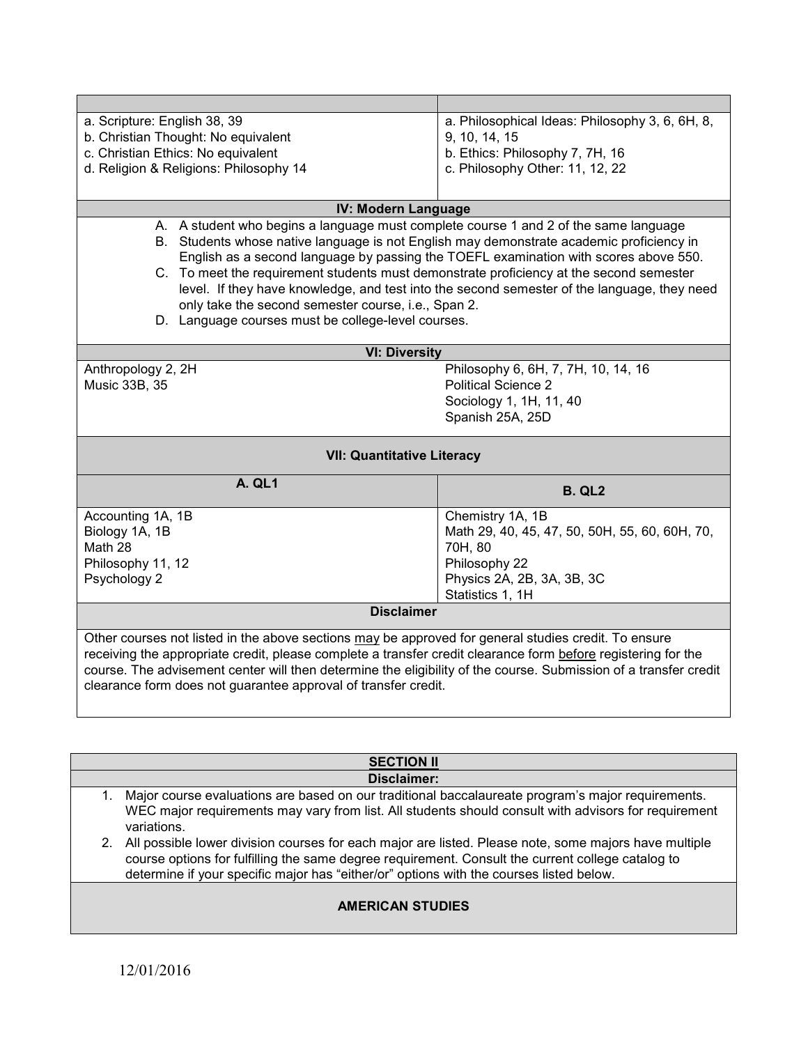| | |
|---|---|
| a. Scripture: English 38, 39<br>b. Christian Thought: No equivalent<br>c. Christian Ethics: No equivalent<br>d. Religion & Religions: Philosophy 14 | a. Philosophical Ideas: Philosophy 3, 6, 6H, 8, 9, 10, 14, 15<br>b. Ethics: Philosophy 7, 7H, 16<br>c. Philosophy Other: 11, 12, 22 |

**IV: Modern Language**

A. A student who begins a language must complete course 1 and 2 of the same language
B. Students whose native language is not English may demonstrate academic proficiency in English as a second language by passing the TOEFL examination with scores above 550.
C. To meet the requirement students must demonstrate proficiency at the second semester level. If they have knowledge, and test into the second semester of the language, they need only take the second semester course, i.e., Span 2.
D. Language courses must be college-level courses.

**VI: Diversity**

| | |
|---|---|
| Anthropology 2, 2H<br>Music 33B, 35 | Philosophy 6, 6H, 7, 7H, 10, 14, 16<br>Political Science 2<br>Sociology 1, 1H, 11, 40<br>Spanish 25A, 25D |

**VII: Quantitative Literacy**

| A. QL1 | B. QL2 |
|---|---|
| Accounting 1A, 1B<br>Biology 1A, 1B<br>Math 28<br>Philosophy 11, 12<br>Psychology 2 | Chemistry 1A, 1B<br>Math 29, 40, 45, 47, 50, 50H, 55, 60, 60H, 70, 70H, 80<br>Philosophy 22<br>Physics 2A, 2B, 3A, 3B, 3C<br>Statistics 1, 1H |

**Disclaimer**

Other courses not listed in the above sections may be approved for general studies credit. To ensure receiving the appropriate credit, please complete a transfer credit clearance form before registering for the course. The advisement center will then determine the eligibility of the course. Submission of a transfer credit clearance form does not guarantee approval of transfer credit.

## SECTION II

**Disclaimer:**

1. Major course evaluations are based on our traditional baccalaureate program's major requirements. WEC major requirements may vary from list. All students should consult with advisors for requirement variations.
2. All possible lower division courses for each major are listed. Please note, some majors have multiple course options for fulfilling the same degree requirement. Consult the current college catalog to determine if your specific major has "either/or" options with the courses listed below.

### AMERICAN STUDIES

12/01/2016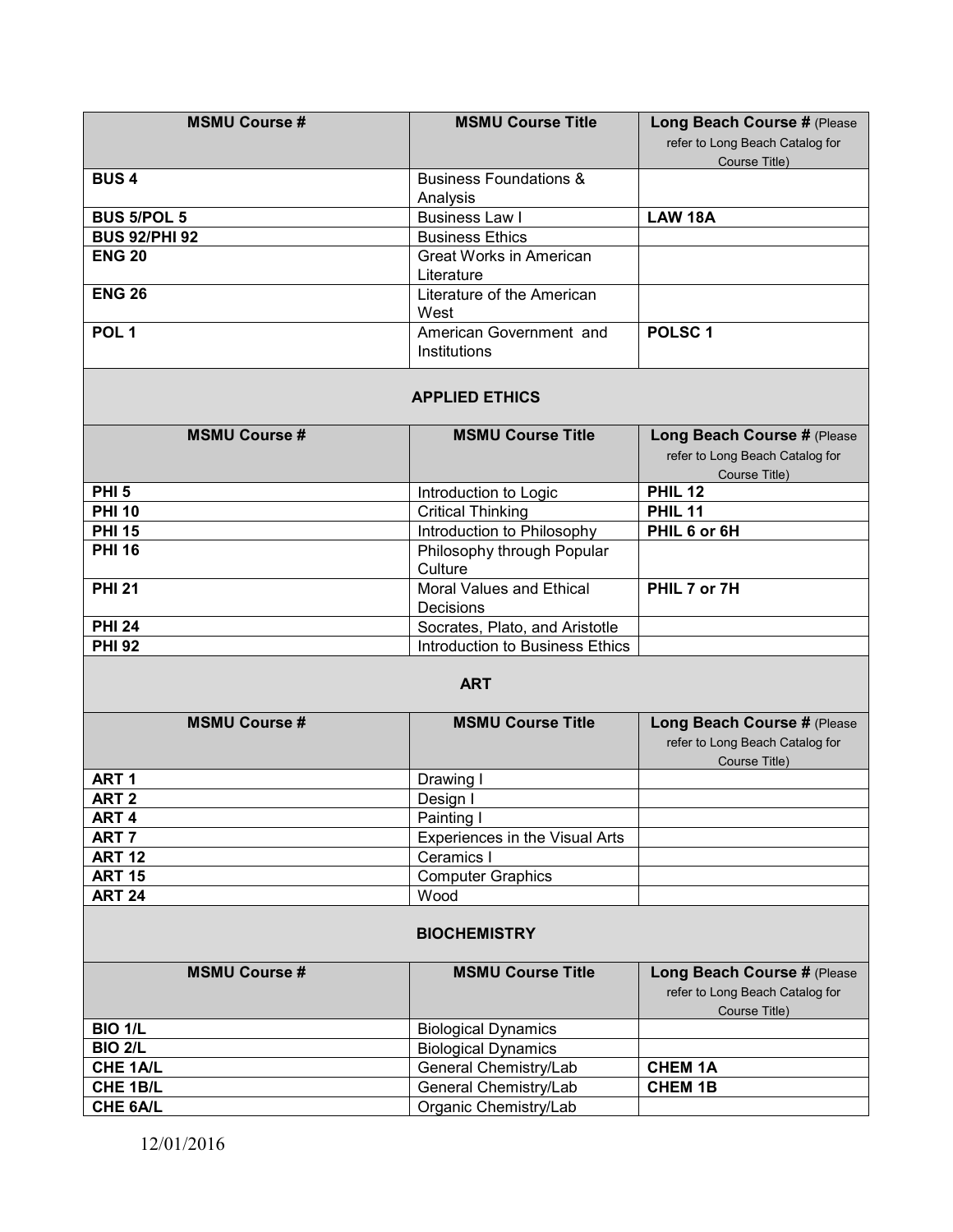| MSMU Course # | MSMU Course Title | Long Beach Course # (Please refer to Long Beach Catalog for Course Title) |
|---|---|---|
| **BUS 4** | Business Foundations & Analysis | |
| **BUS 5/POL 5** | Business Law I | **LAW 18A** |
| **BUS 92/PHI 92** | Business Ethics | |
| **ENG 20** | Great Works in American Literature | |
| **ENG 26** | Literature of the American West | |
| **POL 1** | American Government and Institutions | **POLSC 1** |

## APPLIED ETHICS

| MSMU Course # | MSMU Course Title | Long Beach Course # (Please refer to Long Beach Catalog for Course Title) |
|---|---|---|
| **PHI 5** | Introduction to Logic | **PHIL 12** |
| **PHI 10** | Critical Thinking | **PHIL 11** |
| **PHI 15** | Introduction to Philosophy | **PHIL 6 or 6H** |
| **PHI 16** | Philosophy through Popular Culture | |
| **PHI 21** | Moral Values and Ethical Decisions | **PHIL 7 or 7H** |
| **PHI 24** | Socrates, Plato, and Aristotle | |
| **PHI 92** | Introduction to Business Ethics | |

## ART

| MSMU Course # | MSMU Course Title | Long Beach Course # (Please refer to Long Beach Catalog for Course Title) |
|---|---|---|
| **ART 1** | Drawing I | |
| **ART 2** | Design I | |
| **ART 4** | Painting I | |
| **ART 7** | Experiences in the Visual Arts | |
| **ART 12** | Ceramics I | |
| **ART 15** | Computer Graphics | |
| **ART 24** | Wood | |

## BIOCHEMISTRY

| MSMU Course # | MSMU Course Title | Long Beach Course # (Please refer to Long Beach Catalog for Course Title) |
|---|---|---|
| **BIO 1/L** | Biological Dynamics | |
| **BIO 2/L** | Biological Dynamics | |
| **CHE 1A/L** | General Chemistry/Lab | **CHEM 1A** |
| **CHE 1B/L** | General Chemistry/Lab | **CHEM 1B** |
| **CHE 6A/L** | Organic Chemistry/Lab | |

12/01/2016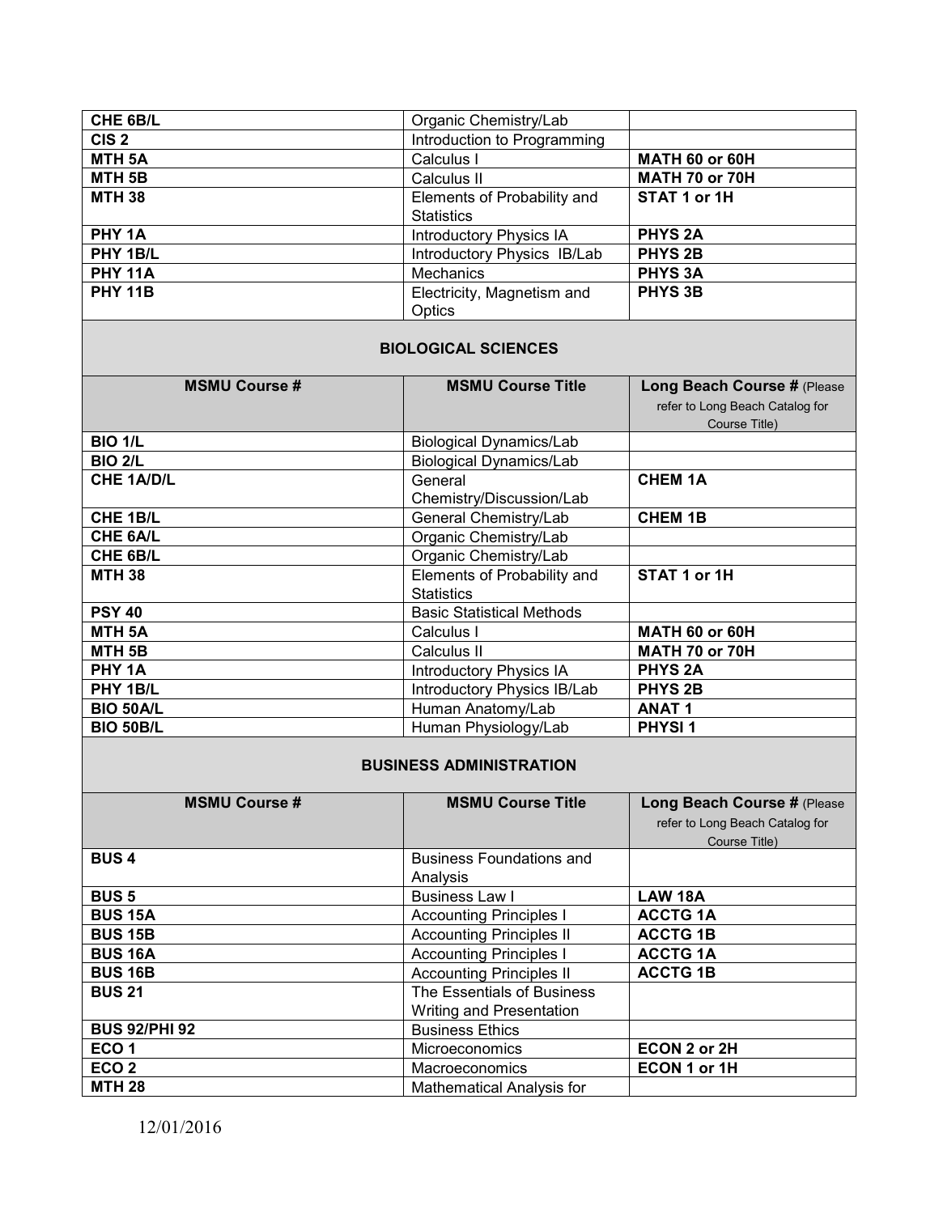| | | |
|---|---|---|
| **CHE 6B/L** | Organic Chemistry/Lab | |
| **CIS 2** | Introduction to Programming | |
| **MTH 5A** | Calculus I | **MATH 60 or 60H** |
| **MTH 5B** | Calculus II | **MATH 70 or 70H** |
| **MTH 38** | Elements of Probability and Statistics | **STAT 1 or 1H** |
| **PHY 1A** | Introductory Physics IA | **PHYS 2A** |
| **PHY 1B/L** | Introductory Physics IB/Lab | **PHYS 2B** |
| **PHY 11A** | Mechanics | **PHYS 3A** |
| **PHY 11B** | Electricity, Magnetism and Optics | **PHYS 3B** |

## BIOLOGICAL SCIENCES

| MSMU Course # | MSMU Course Title | Long Beach Course # (Please refer to Long Beach Catalog for Course Title) |
|---|---|---|
| **BIO 1/L** | Biological Dynamics/Lab | |
| **BIO 2/L** | Biological Dynamics/Lab | |
| **CHE 1A/D/L** | General Chemistry/Discussion/Lab | **CHEM 1A** |
| **CHE 1B/L** | General Chemistry/Lab | **CHEM 1B** |
| **CHE 6A/L** | Organic Chemistry/Lab | |
| **CHE 6B/L** | Organic Chemistry/Lab | |
| **MTH 38** | Elements of Probability and Statistics | **STAT 1 or 1H** |
| **PSY 40** | Basic Statistical Methods | |
| **MTH 5A** | Calculus I | **MATH 60 or 60H** |
| **MTH 5B** | Calculus II | **MATH 70 or 70H** |
| **PHY 1A** | Introductory Physics IA | **PHYS 2A** |
| **PHY 1B/L** | Introductory Physics IB/Lab | **PHYS 2B** |
| **BIO 50A/L** | Human Anatomy/Lab | **ANAT 1** |
| **BIO 50B/L** | Human Physiology/Lab | **PHYSI 1** |

## BUSINESS ADMINISTRATION

| MSMU Course # | MSMU Course Title | Long Beach Course # (Please refer to Long Beach Catalog for Course Title) |
|---|---|---|
| **BUS 4** | Business Foundations and Analysis | |
| **BUS 5** | Business Law I | **LAW 18A** |
| **BUS 15A** | Accounting Principles I | **ACCTG 1A** |
| **BUS 15B** | Accounting Principles II | **ACCTG 1B** |
| **BUS 16A** | Accounting Principles I | **ACCTG 1A** |
| **BUS 16B** | Accounting Principles II | **ACCTG 1B** |
| **BUS 21** | The Essentials of Business Writing and Presentation | |
| **BUS 92/PHI 92** | Business Ethics | |
| **ECO 1** | Microeconomics | **ECON 2 or 2H** |
| **ECO 2** | Macroeconomics | **ECON 1 or 1H** |
| **MTH 28** | Mathematical Analysis for | |

12/01/2016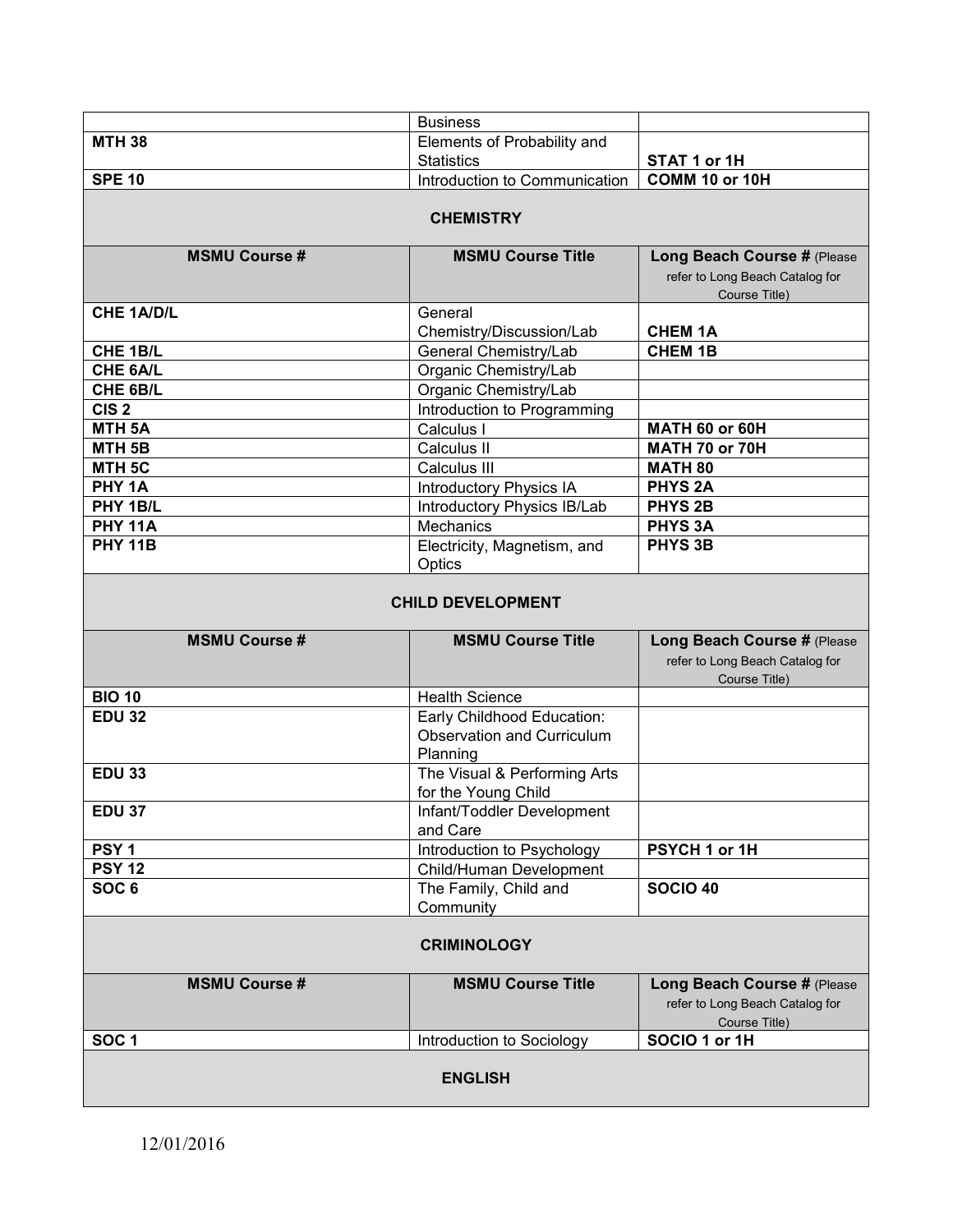| | Business | |
|---|---|---|
| **MTH 38** | Elements of Probability and Statistics | **STAT 1 or 1H** |
| **SPE 10** | Introduction to Communication | **COMM 10 or 10H** |

## CHEMISTRY

| MSMU Course # | MSMU Course Title | Long Beach Course # (Please refer to Long Beach Catalog for Course Title) |
|---|---|---|
| **CHE 1A/D/L** | General Chemistry/Discussion/Lab | **CHEM 1A** |
| **CHE 1B/L** | General Chemistry/Lab | **CHEM 1B** |
| **CHE 6A/L** | Organic Chemistry/Lab | |
| **CHE 6B/L** | Organic Chemistry/Lab | |
| **CIS 2** | Introduction to Programming | |
| **MTH 5A** | Calculus I | **MATH 60 or 60H** |
| **MTH 5B** | Calculus II | **MATH 70 or 70H** |
| **MTH 5C** | Calculus III | **MATH 80** |
| **PHY 1A** | Introductory Physics IA | **PHYS 2A** |
| **PHY 1B/L** | Introductory Physics IB/Lab | **PHYS 2B** |
| **PHY 11A** | Mechanics | **PHYS 3A** |
| **PHY 11B** | Electricity, Magnetism, and Optics | **PHYS 3B** |

## CHILD DEVELOPMENT

| MSMU Course # | MSMU Course Title | Long Beach Course # (Please refer to Long Beach Catalog for Course Title) |
|---|---|---|
| **BIO 10** | Health Science | |
| **EDU 32** | Early Childhood Education: Observation and Curriculum Planning | |
| **EDU 33** | The Visual & Performing Arts for the Young Child | |
| **EDU 37** | Infant/Toddler Development and Care | |
| **PSY 1** | Introduction to Psychology | **PSYCH 1 or 1H** |
| **PSY 12** | Child/Human Development | |
| **SOC 6** | The Family, Child and Community | **SOCIO 40** |

## CRIMINOLOGY

| MSMU Course # | MSMU Course Title | Long Beach Course # (Please refer to Long Beach Catalog for Course Title) |
|---|---|---|
| **SOC 1** | Introduction to Sociology | **SOCIO 1 or 1H** |

## ENGLISH

12/01/2016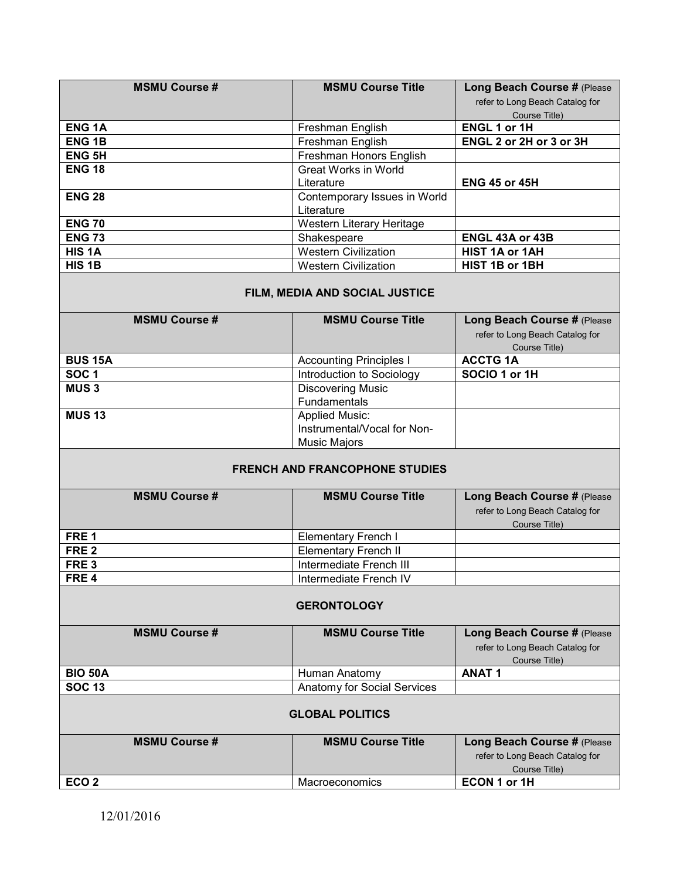| MSMU Course # | MSMU Course Title | Long Beach Course # (Please refer to Long Beach Catalog for Course Title) |
|---|---|---|
| **ENG 1A** | Freshman English | **ENGL 1 or 1H** |
| **ENG 1B** | Freshman English | **ENGL 2 or 2H or 3 or 3H** |
| **ENG 5H** | Freshman Honors English | |
| **ENG 18** | Great Works in World Literature | **ENG 45 or 45H** |
| **ENG 28** | Contemporary Issues in World Literature | |
| **ENG 70** | Western Literary Heritage | |
| **ENG 73** | Shakespeare | **ENGL 43A or 43B** |
| **HIS 1A** | Western Civilization | **HIST 1A or 1AH** |
| **HIS 1B** | Western Civilization | **HIST 1B or 1BH** |

## FILM, MEDIA AND SOCIAL JUSTICE

| MSMU Course # | MSMU Course Title | Long Beach Course # (Please refer to Long Beach Catalog for Course Title) |
|---|---|---|
| **BUS 15A** | Accounting Principles I | **ACCTG 1A** |
| **SOC 1** | Introduction to Sociology | **SOCIO 1 or 1H** |
| **MUS 3** | Discovering Music Fundamentals | |
| **MUS 13** | Applied Music: Instrumental/Vocal for Non-Music Majors | |

## FRENCH AND FRANCOPHONE STUDIES

| MSMU Course # | MSMU Course Title | Long Beach Course # (Please refer to Long Beach Catalog for Course Title) |
|---|---|---|
| **FRE 1** | Elementary French I | |
| **FRE 2** | Elementary French II | |
| **FRE 3** | Intermediate French III | |
| **FRE 4** | Intermediate French IV | |

## GERONTOLOGY

| MSMU Course # | MSMU Course Title | Long Beach Course # (Please refer to Long Beach Catalog for Course Title) |
|---|---|---|
| **BIO 50A** | Human Anatomy | **ANAT 1** |
| **SOC 13** | Anatomy for Social Services | |

## GLOBAL POLITICS

| MSMU Course # | MSMU Course Title | Long Beach Course # (Please refer to Long Beach Catalog for Course Title) |
|---|---|---|
| **ECO 2** | Macroeconomics | **ECON 1 or 1H** |

12/01/2016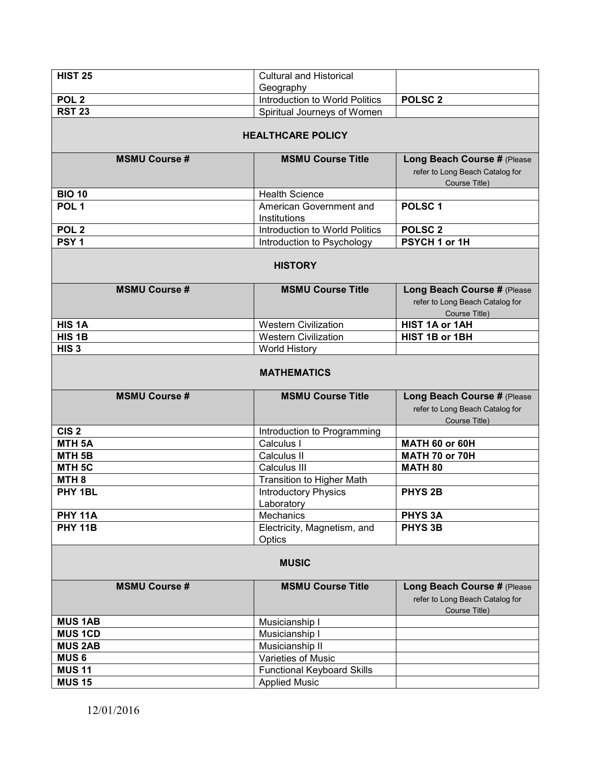| | | |
|---|---|---|
| **HIST 25** | Cultural and Historical Geography | |
| **POL 2** | Introduction to World Politics | **POLSC 2** |
| **RST 23** | Spiritual Journeys of Women | |

## HEALTHCARE POLICY

| MSMU Course # | MSMU Course Title | Long Beach Course # (Please refer to Long Beach Catalog for Course Title) |
|---|---|---|
| **BIO 10** | Health Science | |
| **POL 1** | American Government and Institutions | **POLSC 1** |
| **POL 2** | Introduction to World Politics | **POLSC 2** |
| **PSY 1** | Introduction to Psychology | **PSYCH 1 or 1H** |

## HISTORY

| MSMU Course # | MSMU Course Title | Long Beach Course # (Please refer to Long Beach Catalog for Course Title) |
|---|---|---|
| **HIS 1A** | Western Civilization | **HIST 1A or 1AH** |
| **HIS 1B** | Western Civilization | **HIST 1B or 1BH** |
| **HIS 3** | World History | |

## MATHEMATICS

| MSMU Course # | MSMU Course Title | Long Beach Course # (Please refer to Long Beach Catalog for Course Title) |
|---|---|---|
| **CIS 2** | Introduction to Programming | |
| **MTH 5A** | Calculus I | **MATH 60 or 60H** |
| **MTH 5B** | Calculus II | **MATH 70 or 70H** |
| **MTH 5C** | Calculus III | **MATH 80** |
| **MTH 8** | Transition to Higher Math | |
| **PHY 1BL** | Introductory Physics Laboratory | **PHYS 2B** |
| **PHY 11A** | Mechanics | **PHYS 3A** |
| **PHY 11B** | Electricity, Magnetism, and Optics | **PHYS 3B** |

## MUSIC

| MSMU Course # | MSMU Course Title | Long Beach Course # (Please refer to Long Beach Catalog for Course Title) |
|---|---|---|
| **MUS 1AB** | Musicianship I | |
| **MUS 1CD** | Musicianship I | |
| **MUS 2AB** | Musicianship II | |
| **MUS 6** | Varieties of Music | |
| **MUS 11** | Functional Keyboard Skills | |
| **MUS 15** | Applied Music | |

12/01/2016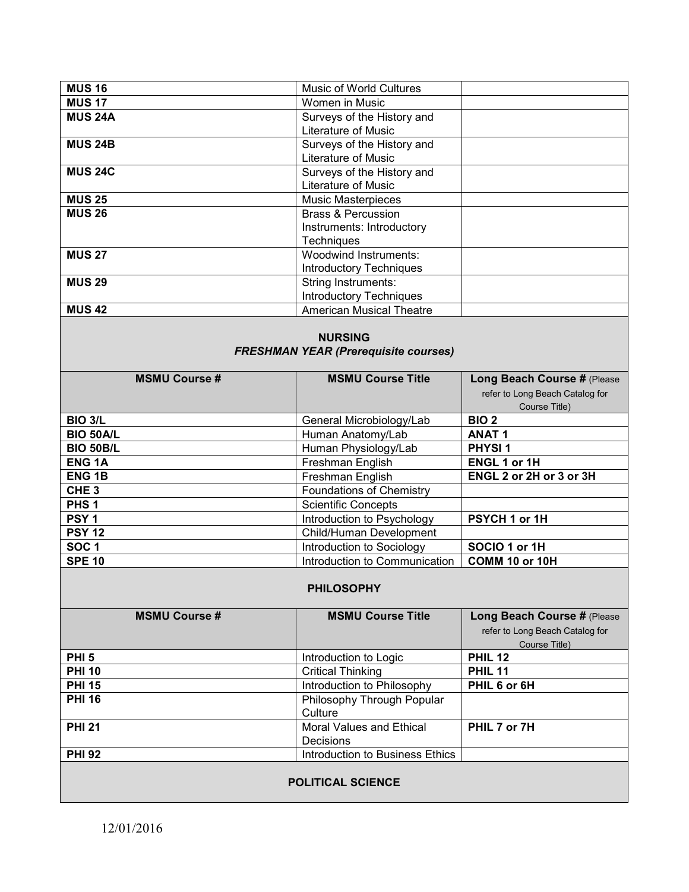| | | |
|---|---|---|
| **MUS 16** | Music of World Cultures | |
| **MUS 17** | Women in Music | |
| **MUS 24A** | Surveys of the History and Literature of Music | |
| **MUS 24B** | Surveys of the History and Literature of Music | |
| **MUS 24C** | Surveys of the History and Literature of Music | |
| **MUS 25** | Music Masterpieces | |
| **MUS 26** | Brass & Percussion Instruments: Introductory Techniques | |
| **MUS 27** | Woodwind Instruments: Introductory Techniques | |
| **MUS 29** | String Instruments: Introductory Techniques | |
| **MUS 42** | American Musical Theatre | |

## NURSING

***FRESHMAN YEAR (Prerequisite courses)***

| MSMU Course # | MSMU Course Title | Long Beach Course # (Please refer to Long Beach Catalog for Course Title) |
|---|---|---|
| **BIO 3/L** | General Microbiology/Lab | **BIO 2** |
| **BIO 50A/L** | Human Anatomy/Lab | **ANAT 1** |
| **BIO 50B/L** | Human Physiology/Lab | **PHYSI 1** |
| **ENG 1A** | Freshman English | **ENGL 1 or 1H** |
| **ENG 1B** | Freshman English | **ENGL 2 or 2H or 3 or 3H** |
| **CHE 3** | Foundations of Chemistry | |
| **PHS 1** | Scientific Concepts | |
| **PSY 1** | Introduction to Psychology | **PSYCH 1 or 1H** |
| **PSY 12** | Child/Human Development | |
| **SOC 1** | Introduction to Sociology | **SOCIO 1 or 1H** |
| **SPE 10** | Introduction to Communication | **COMM 10 or 10H** |

## PHILOSOPHY

| MSMU Course # | MSMU Course Title | Long Beach Course # (Please refer to Long Beach Catalog for Course Title) |
|---|---|---|
| **PHI 5** | Introduction to Logic | **PHIL 12** |
| **PHI 10** | Critical Thinking | **PHIL 11** |
| **PHI 15** | Introduction to Philosophy | **PHIL 6 or 6H** |
| **PHI 16** | Philosophy Through Popular Culture | |
| **PHI 21** | Moral Values and Ethical Decisions | **PHIL 7 or 7H** |
| **PHI 92** | Introduction to Business Ethics | |

## POLITICAL SCIENCE

12/01/2016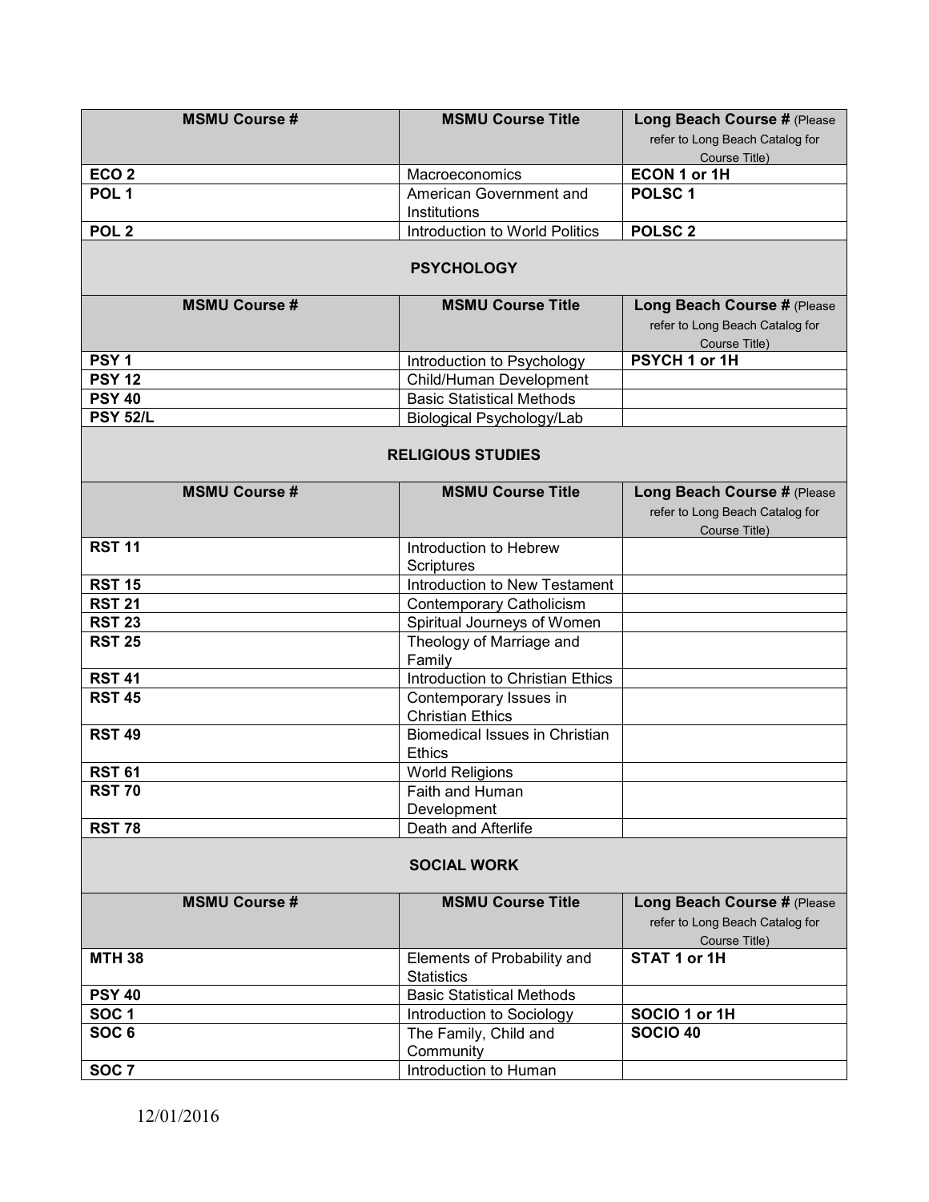| MSMU Course # | MSMU Course Title | Long Beach Course # (Please refer to Long Beach Catalog for Course Title) |
| --- | --- | --- |
| **ECO 2** | Macroeconomics | **ECON 1 or 1H** |
| **POL 1** | American Government and Institutions | **POLSC 1** |
| **POL 2** | Introduction to World Politics | **POLSC 2** |

## PSYCHOLOGY

| MSMU Course # | MSMU Course Title | Long Beach Course # (Please refer to Long Beach Catalog for Course Title) |
| --- | --- | --- |
| **PSY 1** | Introduction to Psychology | **PSYCH 1 or 1H** |
| **PSY 12** | Child/Human Development | |
| **PSY 40** | Basic Statistical Methods | |
| **PSY 52/L** | Biological Psychology/Lab | |

## RELIGIOUS STUDIES

| MSMU Course # | MSMU Course Title | Long Beach Course # (Please refer to Long Beach Catalog for Course Title) |
| --- | --- | --- |
| **RST 11** | Introduction to Hebrew Scriptures | |
| **RST 15** | Introduction to New Testament | |
| **RST 21** | Contemporary Catholicism | |
| **RST 23** | Spiritual Journeys of Women | |
| **RST 25** | Theology of Marriage and Family | |
| **RST 41** | Introduction to Christian Ethics | |
| **RST 45** | Contemporary Issues in Christian Ethics | |
| **RST 49** | Biomedical Issues in Christian Ethics | |
| **RST 61** | World Religions | |
| **RST 70** | Faith and Human Development | |
| **RST 78** | Death and Afterlife | |

## SOCIAL WORK

| MSMU Course # | MSMU Course Title | Long Beach Course # (Please refer to Long Beach Catalog for Course Title) |
| --- | --- | --- |
| **MTH 38** | Elements of Probability and Statistics | **STAT 1 or 1H** |
| **PSY 40** | Basic Statistical Methods | |
| **SOC 1** | Introduction to Sociology | **SOCIO 1 or 1H** |
| **SOC 6** | The Family, Child and Community | **SOCIO 40** |
| **SOC 7** | Introduction to Human | |

12/01/2016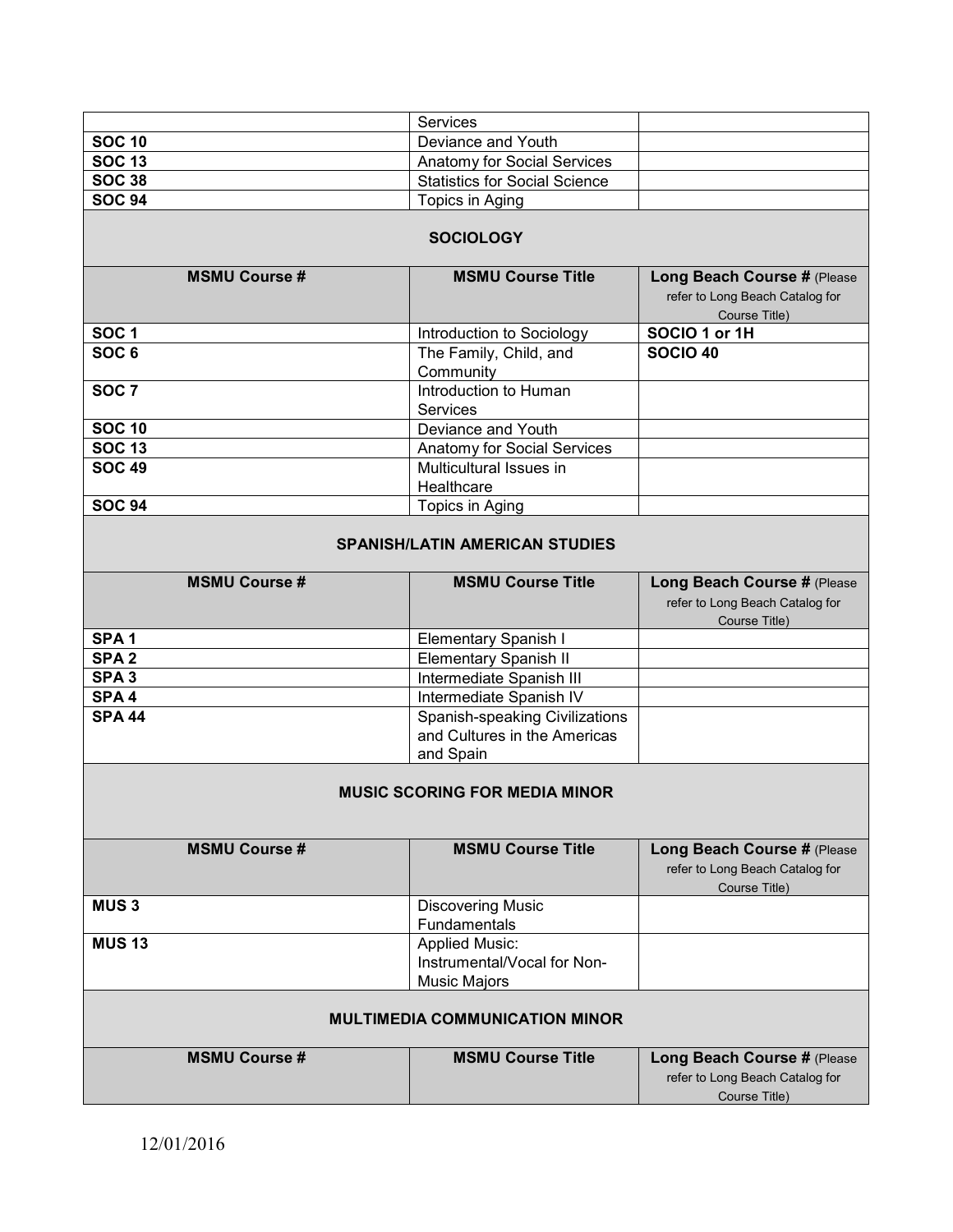| | | |
|---|---|---|
| | Services | |
| **SOC 10** | Deviance and Youth | |
| **SOC 13** | Anatomy for Social Services | |
| **SOC 38** | Statistics for Social Science | |
| **SOC 94** | Topics in Aging | |

## SOCIOLOGY

| MSMU Course # | MSMU Course Title | Long Beach Course # (Please refer to Long Beach Catalog for Course Title) |
|---|---|---|
| **SOC 1** | Introduction to Sociology | **SOCIO 1 or 1H** |
| **SOC 6** | The Family, Child, and Community | **SOCIO 40** |
| **SOC 7** | Introduction to Human Services | |
| **SOC 10** | Deviance and Youth | |
| **SOC 13** | Anatomy for Social Services | |
| **SOC 49** | Multicultural Issues in Healthcare | |
| **SOC 94** | Topics in Aging | |

## SPANISH/LATIN AMERICAN STUDIES

| MSMU Course # | MSMU Course Title | Long Beach Course # (Please refer to Long Beach Catalog for Course Title) |
|---|---|---|
| **SPA 1** | Elementary Spanish I | |
| **SPA 2** | Elementary Spanish II | |
| **SPA 3** | Intermediate Spanish III | |
| **SPA 4** | Intermediate Spanish IV | |
| **SPA 44** | Spanish-speaking Civilizations and Cultures in the Americas and Spain | |

## MUSIC SCORING FOR MEDIA MINOR

| MSMU Course # | MSMU Course Title | Long Beach Course # (Please refer to Long Beach Catalog for Course Title) |
|---|---|---|
| **MUS 3** | Discovering Music Fundamentals | |
| **MUS 13** | Applied Music: Instrumental/Vocal for Non-Music Majors | |

## MULTIMEDIA COMMUNICATION MINOR

| MSMU Course # | MSMU Course Title | Long Beach Course # (Please refer to Long Beach Catalog for Course Title) |
|---|---|---|

12/01/2016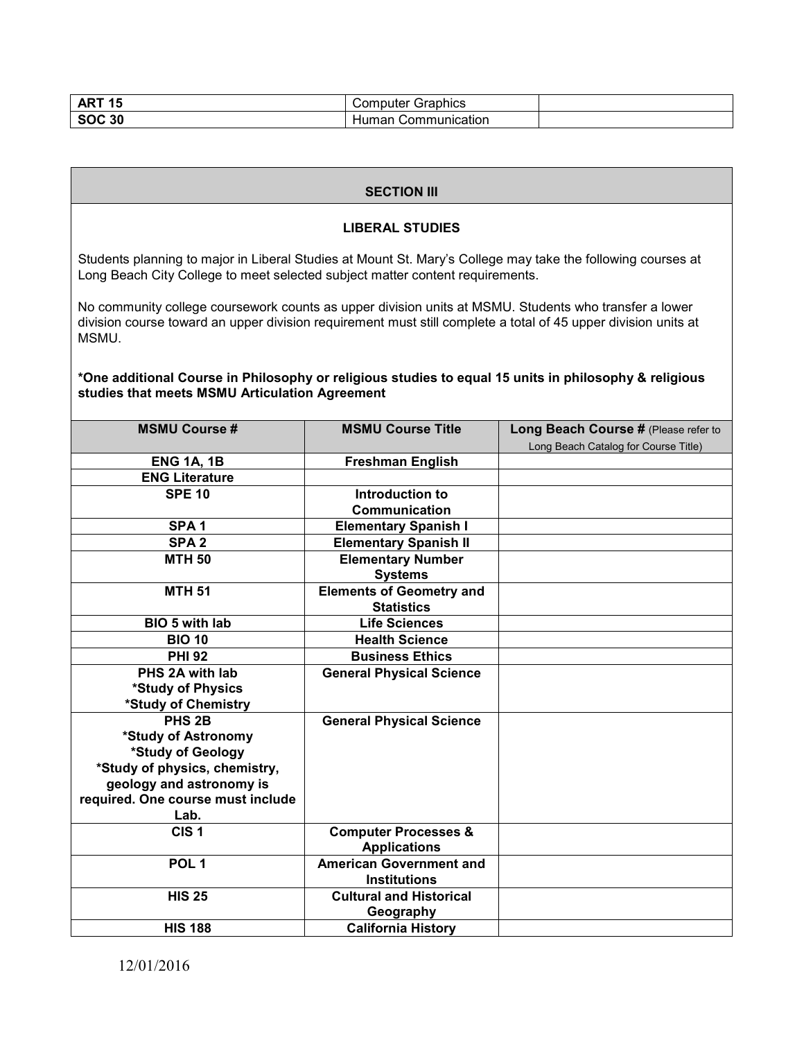| ART 15 | Computer Graphics | |
|---|---|---|
| SOC 30 | Human Communication | |

## SECTION III

### LIBERAL STUDIES

Students planning to major in Liberal Studies at Mount St. Mary's College may take the following courses at Long Beach City College to meet selected subject matter content requirements.

No community college coursework counts as upper division units at MSMU. Students who transfer a lower division course toward an upper division requirement must still complete a total of 45 upper division units at MSMU.

**\*One additional Course in Philosophy or religious studies to equal 15 units in philosophy & religious studies that meets MSMU Articulation Agreement**

| MSMU Course # | MSMU Course Title | Long Beach Course # (Please refer to Long Beach Catalog for Course Title) |
|---|---|---|
| **ENG 1A, 1B** | **Freshman English** | |
| **ENG Literature** | | |
| **SPE 10** | **Introduction to Communication** | |
| **SPA 1** | **Elementary Spanish I** | |
| **SPA 2** | **Elementary Spanish II** | |
| **MTH 50** | **Elementary Number Systems** | |
| **MTH 51** | **Elements of Geometry and Statistics** | |
| **BIO 5 with lab** | **Life Sciences** | |
| **BIO 10** | **Health Science** | |
| **PHI 92** | **Business Ethics** | |
| **PHS 2A with lab *Study of Physics *Study of Chemistry** | **General Physical Science** | |
| **PHS 2B *Study of Astronomy *Study of Geology *Study of physics, chemistry, geology and astronomy is required. One course must include Lab.** | **General Physical Science** | |
| **CIS 1** | **Computer Processes & Applications** | |
| **POL 1** | **American Government and Institutions** | |
| **HIS 25** | **Cultural and Historical Geography** | |
| **HIS 188** | **California History** | |

12/01/2016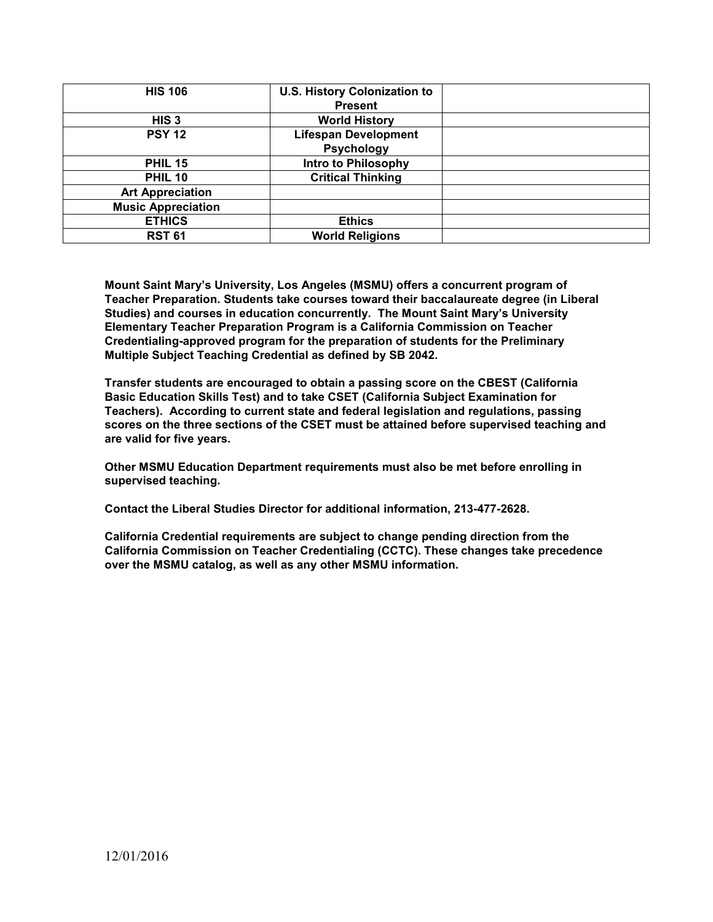| | | |
|---|---|---|
| **HIS 106** | **U.S. History Colonization to Present** | |
| **HIS 3** | **World History** | |
| **PSY 12** | **Lifespan Development Psychology** | |
| **PHIL 15** | **Intro to Philosophy** | |
| **PHIL 10** | **Critical Thinking** | |
| **Art Appreciation** | | |
| **Music Appreciation** | | |
| **ETHICS** | **Ethics** | |
| **RST 61** | **World Religions** | |

**Mount Saint Mary's University, Los Angeles (MSMU) offers a concurrent program of Teacher Preparation. Students take courses toward their baccalaureate degree (in Liberal Studies) and courses in education concurrently. The Mount Saint Mary's University Elementary Teacher Preparation Program is a California Commission on Teacher Credentialing-approved program for the preparation of students for the Preliminary Multiple Subject Teaching Credential as defined by SB 2042.**

**Transfer students are encouraged to obtain a passing score on the CBEST (California Basic Education Skills Test) and to take CSET (California Subject Examination for Teachers). According to current state and federal legislation and regulations, passing scores on the three sections of the CSET must be attained before supervised teaching and are valid for five years.**

**Other MSMU Education Department requirements must also be met before enrolling in supervised teaching.**

**Contact the Liberal Studies Director for additional information, 213-477-2628.**

**California Credential requirements are subject to change pending direction from the California Commission on Teacher Credentialing (CCTC). These changes take precedence over the MSMU catalog, as well as any other MSMU information.**

12/01/2016